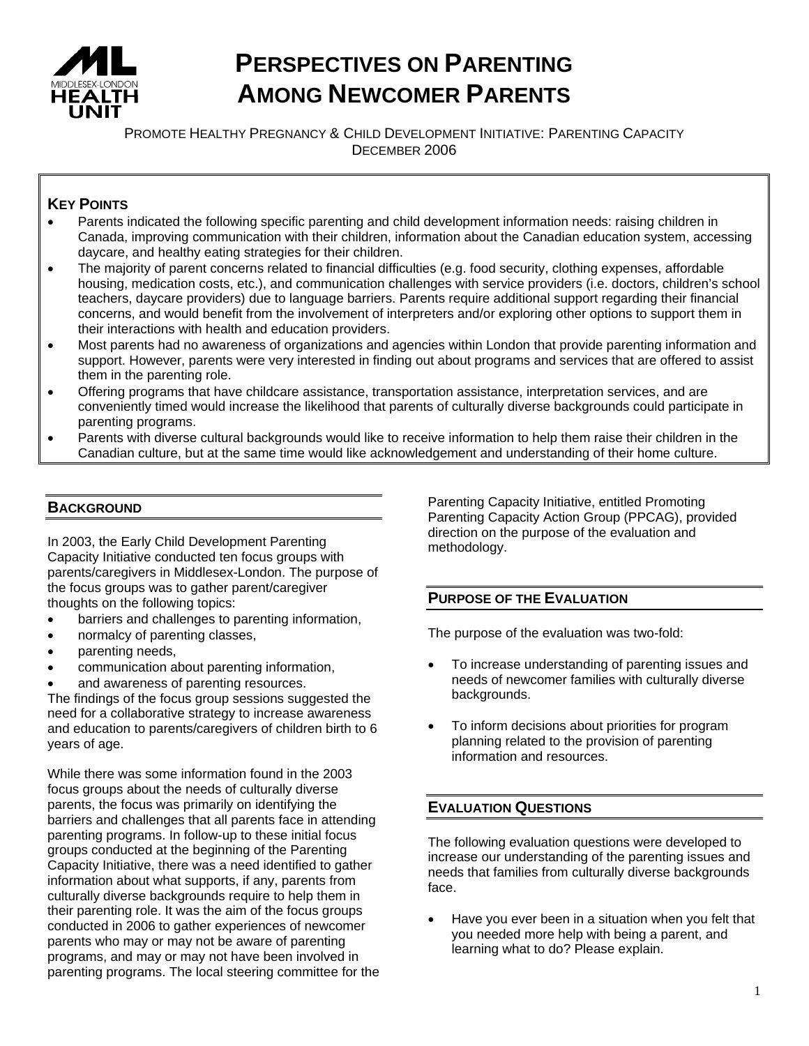# PERSPECTIVES ON PARENTING AMONG NEWCOMER PARENTS

PROMOTE HEALTHY PREGNANCY & CHILD DEVELOPMENT INITIATIVE: PARENTING CAPACITY
DECEMBER 2006

## KEY POINTS

- Parents indicated the following specific parenting and child development information needs: raising children in Canada, improving communication with their children, information about the Canadian education system, accessing daycare, and healthy eating strategies for their children.
- The majority of parent concerns related to financial difficulties (e.g. food security, clothing expenses, affordable housing, medication costs, etc.), and communication challenges with service providers (i.e. doctors, children's school teachers, daycare providers) due to language barriers. Parents require additional support regarding their financial concerns, and would benefit from the involvement of interpreters and/or exploring other options to support them in their interactions with health and education providers.
- Most parents had no awareness of organizations and agencies within London that provide parenting information and support. However, parents were very interested in finding out about programs and services that are offered to assist them in the parenting role.
- Offering programs that have childcare assistance, transportation assistance, interpretation services, and are conveniently timed would increase the likelihood that parents of culturally diverse backgrounds could participate in parenting programs.
- Parents with diverse cultural backgrounds would like to receive information to help them raise their children in the Canadian culture, but at the same time would like acknowledgement and understanding of their home culture.

## BACKGROUND

In 2003, the Early Child Development Parenting Capacity Initiative conducted ten focus groups with parents/caregivers in Middlesex-London. The purpose of the focus groups was to gather parent/caregiver thoughts on the following topics:

- barriers and challenges to parenting information,
- normalcy of parenting classes,
- parenting needs,
- communication about parenting information,
- and awareness of parenting resources.

The findings of the focus group sessions suggested the need for a collaborative strategy to increase awareness and education to parents/caregivers of children birth to 6 years of age.

While there was some information found in the 2003 focus groups about the needs of culturally diverse parents, the focus was primarily on identifying the barriers and challenges that all parents face in attending parenting programs. In follow-up to these initial focus groups conducted at the beginning of the Parenting Capacity Initiative, there was a need identified to gather information about what supports, if any, parents from culturally diverse backgrounds require to help them in their parenting role. It was the aim of the focus groups conducted in 2006 to gather experiences of newcomer parents who may or may not be aware of parenting programs, and may or may not have been involved in parenting programs. The local steering committee for the Parenting Capacity Initiative, entitled Promoting Parenting Capacity Action Group (PPCAG), provided direction on the purpose of the evaluation and methodology.

## PURPOSE OF THE EVALUATION

The purpose of the evaluation was two-fold:

- To increase understanding of parenting issues and needs of newcomer families with culturally diverse backgrounds.
- To inform decisions about priorities for program planning related to the provision of parenting information and resources.

## EVALUATION QUESTIONS

The following evaluation questions were developed to increase our understanding of the parenting issues and needs that families from culturally diverse backgrounds face.

- Have you ever been in a situation when you felt that you needed more help with being a parent, and learning what to do? Please explain.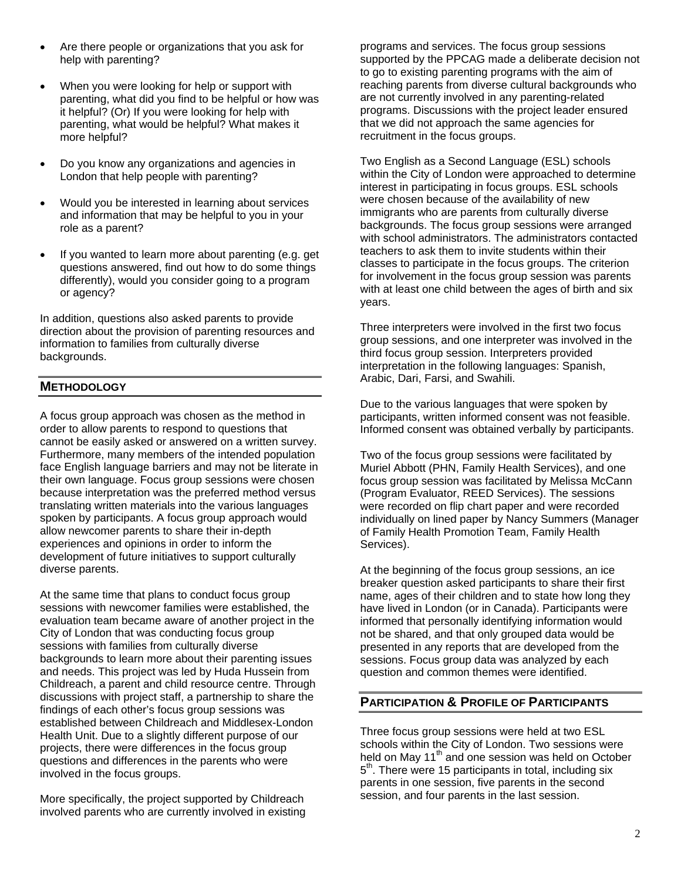- Are there people or organizations that you ask for help with parenting?
- When you were looking for help or support with parenting, what did you find to be helpful or how was it helpful? (Or) If you were looking for help with parenting, what would be helpful? What makes it more helpful?
- Do you know any organizations and agencies in London that help people with parenting?
- Would you be interested in learning about services and information that may be helpful to you in your role as a parent?
- If you wanted to learn more about parenting (e.g. get questions answered, find out how to do some things differently), would you consider going to a program or agency?

In addition, questions also asked parents to provide direction about the provision of parenting resources and information to families from culturally diverse backgrounds.

## METHODOLOGY

A focus group approach was chosen as the method in order to allow parents to respond to questions that cannot be easily asked or answered on a written survey. Furthermore, many members of the intended population face English language barriers and may not be literate in their own language. Focus group sessions were chosen because interpretation was the preferred method versus translating written materials into the various languages spoken by participants. A focus group approach would allow newcomer parents to share their in-depth experiences and opinions in order to inform the development of future initiatives to support culturally diverse parents.

At the same time that plans to conduct focus group sessions with newcomer families were established, the evaluation team became aware of another project in the City of London that was conducting focus group sessions with families from culturally diverse backgrounds to learn more about their parenting issues and needs. This project was led by Huda Hussein from Childreach, a parent and child resource centre. Through discussions with project staff, a partnership to share the findings of each other's focus group sessions was established between Childreach and Middlesex-London Health Unit. Due to a slightly different purpose of our projects, there were differences in the focus group questions and differences in the parents who were involved in the focus groups.

More specifically, the project supported by Childreach involved parents who are currently involved in existing programs and services. The focus group sessions supported by the PPCAG made a deliberate decision not to go to existing parenting programs with the aim of reaching parents from diverse cultural backgrounds who are not currently involved in any parenting-related programs. Discussions with the project leader ensured that we did not approach the same agencies for recruitment in the focus groups.

Two English as a Second Language (ESL) schools within the City of London were approached to determine interest in participating in focus groups. ESL schools were chosen because of the availability of new immigrants who are parents from culturally diverse backgrounds. The focus group sessions were arranged with school administrators. The administrators contacted teachers to ask them to invite students within their classes to participate in the focus groups. The criterion for involvement in the focus group session was parents with at least one child between the ages of birth and six years.

Three interpreters were involved in the first two focus group sessions, and one interpreter was involved in the third focus group session. Interpreters provided interpretation in the following languages: Spanish, Arabic, Dari, Farsi, and Swahili.

Due to the various languages that were spoken by participants, written informed consent was not feasible. Informed consent was obtained verbally by participants.

Two of the focus group sessions were facilitated by Muriel Abbott (PHN, Family Health Services), and one focus group session was facilitated by Melissa McCann (Program Evaluator, REED Services). The sessions were recorded on flip chart paper and were recorded individually on lined paper by Nancy Summers (Manager of Family Health Promotion Team, Family Health Services).

At the beginning of the focus group sessions, an ice breaker question asked participants to share their first name, ages of their children and to state how long they have lived in London (or in Canada). Participants were informed that personally identifying information would not be shared, and that only grouped data would be presented in any reports that are developed from the sessions. Focus group data was analyzed by each question and common themes were identified.

## PARTICIPATION & PROFILE OF PARTICIPANTS

Three focus group sessions were held at two ESL schools within the City of London. Two sessions were held on May 11th and one session was held on October 5th. There were 15 participants in total, including six parents in one session, five parents in the second session, and four parents in the last session.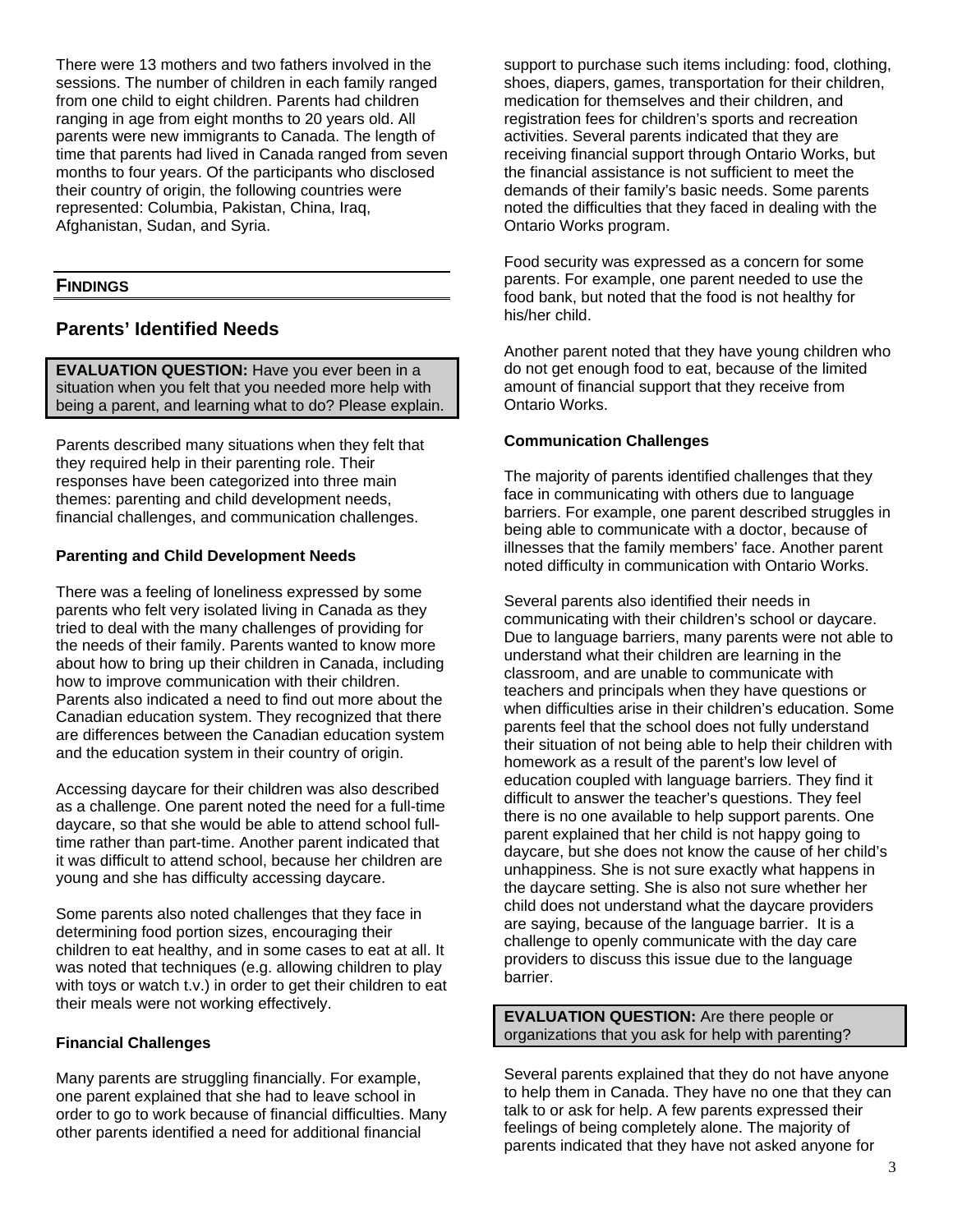There were 13 mothers and two fathers involved in the sessions. The number of children in each family ranged from one child to eight children. Parents had children ranging in age from eight months to 20 years old. All parents were new immigrants to Canada. The length of time that parents had lived in Canada ranged from seven months to four years. Of the participants who disclosed their country of origin, the following countries were represented: Columbia, Pakistan, China, Iraq, Afghanistan, Sudan, and Syria.

## FINDINGS

## Parents' Identified Needs

**EVALUATION QUESTION:** Have you ever been in a situation when you felt that you needed more help with being a parent, and learning what to do? Please explain.

Parents described many situations when they felt that they required help in their parenting role. Their responses have been categorized into three main themes: parenting and child development needs, financial challenges, and communication challenges.

### Parenting and Child Development Needs

There was a feeling of loneliness expressed by some parents who felt very isolated living in Canada as they tried to deal with the many challenges of providing for the needs of their family. Parents wanted to know more about how to bring up their children in Canada, including how to improve communication with their children. Parents also indicated a need to find out more about the Canadian education system. They recognized that there are differences between the Canadian education system and the education system in their country of origin.

Accessing daycare for their children was also described as a challenge. One parent noted the need for a full-time daycare, so that she would be able to attend school full-time rather than part-time. Another parent indicated that it was difficult to attend school, because her children are young and she has difficulty accessing daycare.

Some parents also noted challenges that they face in determining food portion sizes, encouraging their children to eat healthy, and in some cases to eat at all. It was noted that techniques (e.g. allowing children to play with toys or watch t.v.) in order to get their children to eat their meals were not working effectively.

### Financial Challenges

Many parents are struggling financially. For example, one parent explained that she had to leave school in order to go to work because of financial difficulties. Many other parents identified a need for additional financial support to purchase such items including: food, clothing, shoes, diapers, games, transportation for their children, medication for themselves and their children, and registration fees for children's sports and recreation activities. Several parents indicated that they are receiving financial support through Ontario Works, but the financial assistance is not sufficient to meet the demands of their family's basic needs. Some parents noted the difficulties that they faced in dealing with the Ontario Works program.

Food security was expressed as a concern for some parents. For example, one parent needed to use the food bank, but noted that the food is not healthy for his/her child.

Another parent noted that they have young children who do not get enough food to eat, because of the limited amount of financial support that they receive from Ontario Works.

### Communication Challenges

The majority of parents identified challenges that they face in communicating with others due to language barriers. For example, one parent described struggles in being able to communicate with a doctor, because of illnesses that the family members' face. Another parent noted difficulty in communication with Ontario Works.

Several parents also identified their needs in communicating with their children's school or daycare. Due to language barriers, many parents were not able to understand what their children are learning in the classroom, and are unable to communicate with teachers and principals when they have questions or when difficulties arise in their children's education. Some parents feel that the school does not fully understand their situation of not being able to help their children with homework as a result of the parent's low level of education coupled with language barriers. They find it difficult to answer the teacher's questions. They feel there is no one available to help support parents. One parent explained that her child is not happy going to daycare, but she does not know the cause of her child's unhappiness. She is not sure exactly what happens in the daycare setting. She is also not sure whether her child does not understand what the daycare providers are saying, because of the language barrier. It is a challenge to openly communicate with the day care providers to discuss this issue due to the language barrier.

**EVALUATION QUESTION:** Are there people or organizations that you ask for help with parenting?

Several parents explained that they do not have anyone to help them in Canada. They have no one that they can talk to or ask for help. A few parents expressed their feelings of being completely alone. The majority of parents indicated that they have not asked anyone for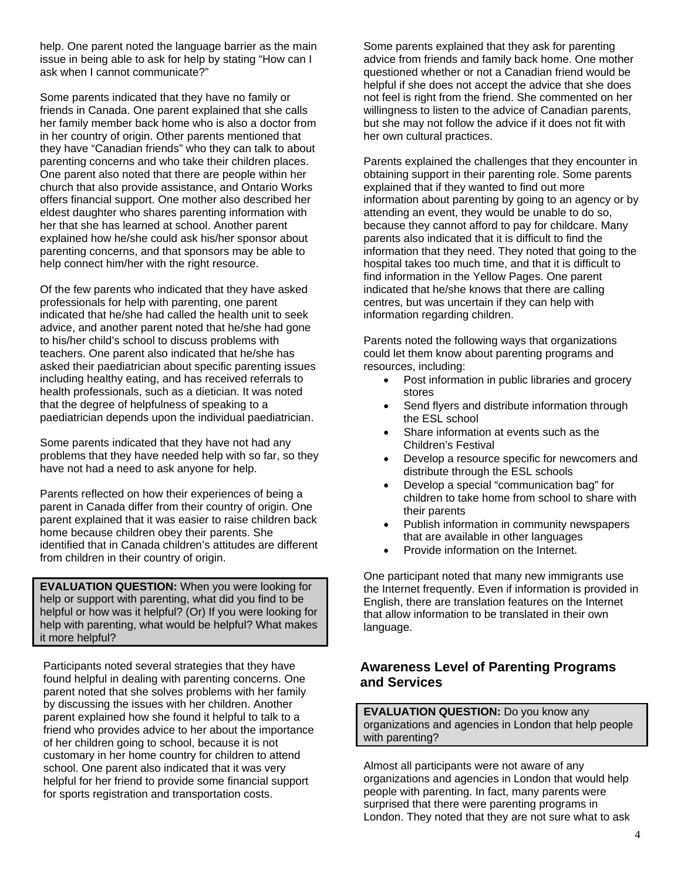help. One parent noted the language barrier as the main issue in being able to ask for help by stating "How can I ask when I cannot communicate?"

Some parents indicated that they have no family or friends in Canada. One parent explained that she calls her family member back home who is also a doctor from in her country of origin. Other parents mentioned that they have "Canadian friends" who they can talk to about parenting concerns and who take their children places. One parent also noted that there are people within her church that also provide assistance, and Ontario Works offers financial support. One mother also described her eldest daughter who shares parenting information with her that she has learned at school. Another parent explained how he/she could ask his/her sponsor about parenting concerns, and that sponsors may be able to help connect him/her with the right resource.

Of the few parents who indicated that they have asked professionals for help with parenting, one parent indicated that he/she had called the health unit to seek advice, and another parent noted that he/she had gone to his/her child's school to discuss problems with teachers. One parent also indicated that he/she has asked their paediatrician about specific parenting issues including healthy eating, and has received referrals to health professionals, such as a dietician. It was noted that the degree of helpfulness of speaking to a paediatrician depends upon the individual paediatrician.

Some parents indicated that they have not had any problems that they have needed help with so far, so they have not had a need to ask anyone for help.

Parents reflected on how their experiences of being a parent in Canada differ from their country of origin. One parent explained that it was easier to raise children back home because children obey their parents. She identified that in Canada children's attitudes are different from children in their country of origin.

**EVALUATION QUESTION:** When you were looking for help or support with parenting, what did you find to be helpful or how was it helpful? (Or) If you were looking for help with parenting, what would be helpful? What makes it more helpful?

Participants noted several strategies that they have found helpful in dealing with parenting concerns. One parent noted that she solves problems with her family by discussing the issues with her children. Another parent explained how she found it helpful to talk to a friend who provides advice to her about the importance of her children going to school, because it is not customary in her home country for children to attend school. One parent also indicated that it was very helpful for her friend to provide some financial support for sports registration and transportation costs.

Some parents explained that they ask for parenting advice from friends and family back home. One mother questioned whether or not a Canadian friend would be helpful if she does not accept the advice that she does not feel is right from the friend. She commented on her willingness to listen to the advice of Canadian parents, but she may not follow the advice if it does not fit with her own cultural practices.

Parents explained the challenges that they encounter in obtaining support in their parenting role. Some parents explained that if they wanted to find out more information about parenting by going to an agency or by attending an event, they would be unable to do so, because they cannot afford to pay for childcare. Many parents also indicated that it is difficult to find the information that they need. They noted that going to the hospital takes too much time, and that it is difficult to find information in the Yellow Pages. One parent indicated that he/she knows that there are calling centres, but was uncertain if they can help with information regarding children.

Parents noted the following ways that organizations could let them know about parenting programs and resources, including:

- Post information in public libraries and grocery stores
- Send flyers and distribute information through the ESL school
- Share information at events such as the Children's Festival
- Develop a resource specific for newcomers and distribute through the ESL schools
- Develop a special "communication bag" for children to take home from school to share with their parents
- Publish information in community newspapers that are available in other languages
- Provide information on the Internet.

One participant noted that many new immigrants use the Internet frequently. Even if information is provided in English, there are translation features on the Internet that allow information to be translated in their own language.

## Awareness Level of Parenting Programs and Services

**EVALUATION QUESTION:** Do you know any organizations and agencies in London that help people with parenting?

Almost all participants were not aware of any organizations and agencies in London that would help people with parenting. In fact, many parents were surprised that there were parenting programs in London. They noted that they are not sure what to ask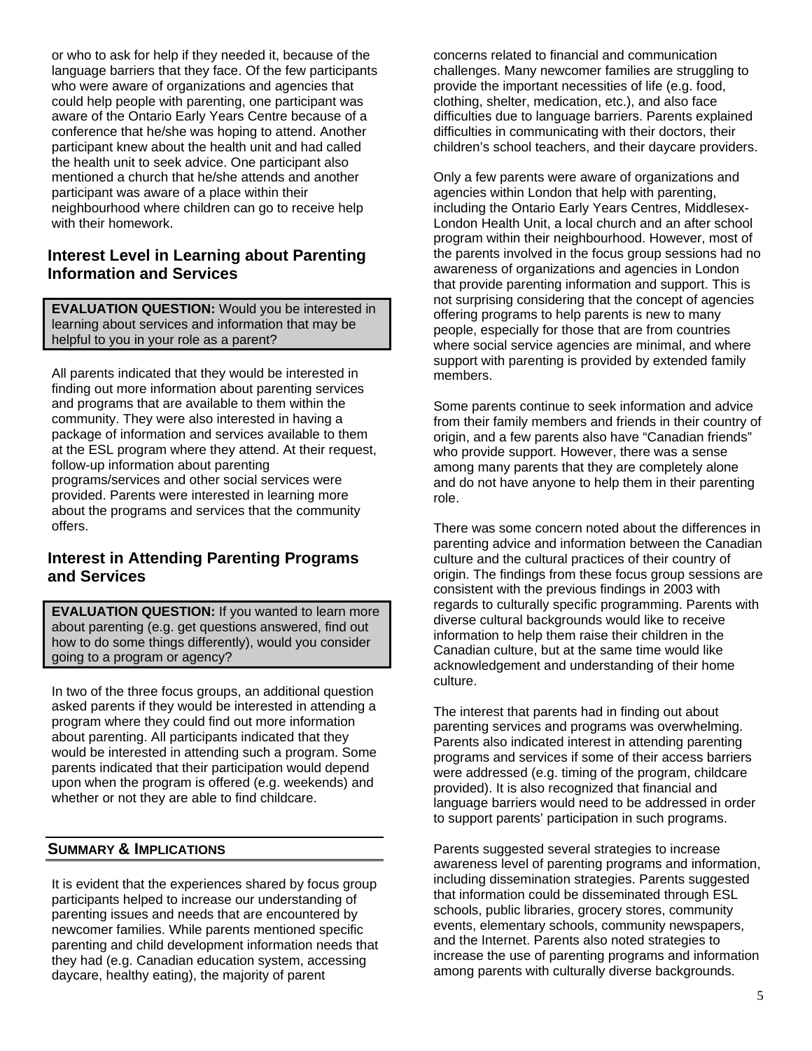or who to ask for help if they needed it, because of the language barriers that they face. Of the few participants who were aware of organizations and agencies that could help people with parenting, one participant was aware of the Ontario Early Years Centre because of a conference that he/she was hoping to attend. Another participant knew about the health unit and had called the health unit to seek advice. One participant also mentioned a church that he/she attends and another participant was aware of a place within their neighbourhood where children can go to receive help with their homework.

## Interest Level in Learning about Parenting Information and Services

**EVALUATION QUESTION:** Would you be interested in learning about services and information that may be helpful to you in your role as a parent?

All parents indicated that they would be interested in finding out more information about parenting services and programs that are available to them within the community. They were also interested in having a package of information and services available to them at the ESL program where they attend. At their request, follow-up information about parenting programs/services and other social services were provided. Parents were interested in learning more about the programs and services that the community offers.

## Interest in Attending Parenting Programs and Services

**EVALUATION QUESTION:** If you wanted to learn more about parenting (e.g. get questions answered, find out how to do some things differently), would you consider going to a program or agency?

In two of the three focus groups, an additional question asked parents if they would be interested in attending a program where they could find out more information about parenting. All participants indicated that they would be interested in attending such a program. Some parents indicated that their participation would depend upon when the program is offered (e.g. weekends) and whether or not they are able to find childcare.

## SUMMARY & IMPLICATIONS

It is evident that the experiences shared by focus group participants helped to increase our understanding of parenting issues and needs that are encountered by newcomer families. While parents mentioned specific parenting and child development information needs that they had (e.g. Canadian education system, accessing daycare, healthy eating), the majority of parent concerns related to financial and communication challenges. Many newcomer families are struggling to provide the important necessities of life (e.g. food, clothing, shelter, medication, etc.), and also face difficulties due to language barriers. Parents explained difficulties in communicating with their doctors, their children's school teachers, and their daycare providers.

Only a few parents were aware of organizations and agencies within London that help with parenting, including the Ontario Early Years Centres, Middlesex-London Health Unit, a local church and an after school program within their neighbourhood. However, most of the parents involved in the focus group sessions had no awareness of organizations and agencies in London that provide parenting information and support. This is not surprising considering that the concept of agencies offering programs to help parents is new to many people, especially for those that are from countries where social service agencies are minimal, and where support with parenting is provided by extended family members.

Some parents continue to seek information and advice from their family members and friends in their country of origin, and a few parents also have "Canadian friends" who provide support. However, there was a sense among many parents that they are completely alone and do not have anyone to help them in their parenting role.

There was some concern noted about the differences in parenting advice and information between the Canadian culture and the cultural practices of their country of origin. The findings from these focus group sessions are consistent with the previous findings in 2003 with regards to culturally specific programming. Parents with diverse cultural backgrounds would like to receive information to help them raise their children in the Canadian culture, but at the same time would like acknowledgement and understanding of their home culture.

The interest that parents had in finding out about parenting services and programs was overwhelming. Parents also indicated interest in attending parenting programs and services if some of their access barriers were addressed (e.g. timing of the program, childcare provided). It is also recognized that financial and language barriers would need to be addressed in order to support parents' participation in such programs.

Parents suggested several strategies to increase awareness level of parenting programs and information, including dissemination strategies. Parents suggested that information could be disseminated through ESL schools, public libraries, grocery stores, community events, elementary schools, community newspapers, and the Internet. Parents also noted strategies to increase the use of parenting programs and information among parents with culturally diverse backgrounds.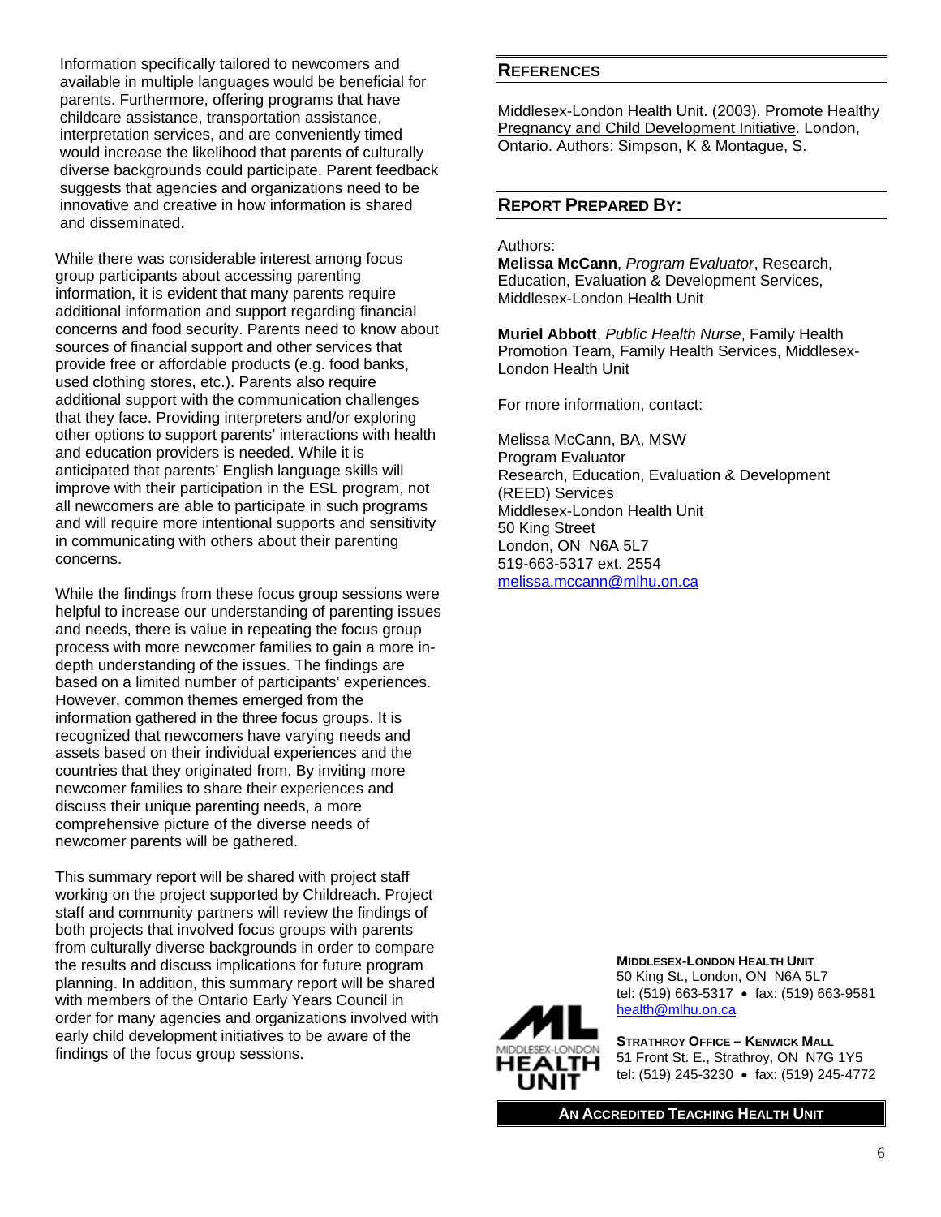Information specifically tailored to newcomers and available in multiple languages would be beneficial for parents. Furthermore, offering programs that have childcare assistance, transportation assistance, interpretation services, and are conveniently timed would increase the likelihood that parents of culturally diverse backgrounds could participate. Parent feedback suggests that agencies and organizations need to be innovative and creative in how information is shared and disseminated.

While there was considerable interest among focus group participants about accessing parenting information, it is evident that many parents require additional information and support regarding financial concerns and food security. Parents need to know about sources of financial support and other services that provide free or affordable products (e.g. food banks, used clothing stores, etc.). Parents also require additional support with the communication challenges that they face. Providing interpreters and/or exploring other options to support parents' interactions with health and education providers is needed. While it is anticipated that parents' English language skills will improve with their participation in the ESL program, not all newcomers are able to participate in such programs and will require more intentional supports and sensitivity in communicating with others about their parenting concerns.

While the findings from these focus group sessions were helpful to increase our understanding of parenting issues and needs, there is value in repeating the focus group process with more newcomer families to gain a more in-depth understanding of the issues. The findings are based on a limited number of participants' experiences. However, common themes emerged from the information gathered in the three focus groups. It is recognized that newcomers have varying needs and assets based on their individual experiences and the countries that they originated from. By inviting more newcomer families to share their experiences and discuss their unique parenting needs, a more comprehensive picture of the diverse needs of newcomer parents will be gathered.

This summary report will be shared with project staff working on the project supported by Childreach. Project staff and community partners will review the findings of both projects that involved focus groups with parents from culturally diverse backgrounds in order to compare the results and discuss implications for future program planning. In addition, this summary report will be shared with members of the Ontario Early Years Council in order for many agencies and organizations involved with early child development initiatives to be aware of the findings of the focus group sessions.

## REFERENCES

Middlesex-London Health Unit. (2003). Promote Healthy Pregnancy and Child Development Initiative. London, Ontario. Authors: Simpson, K & Montague, S.

## REPORT PREPARED BY:

Authors:

**Melissa McCann**, *Program Evaluator*, Research, Education, Evaluation & Development Services, Middlesex-London Health Unit

**Muriel Abbott**, *Public Health Nurse*, Family Health Promotion Team, Family Health Services, Middlesex-London Health Unit

For more information, contact:

Melissa McCann, BA, MSW
Program Evaluator
Research, Education, Evaluation & Development (REED) Services
Middlesex-London Health Unit
50 King Street
London, ON N6A 5L7
519-663-5317 ext. 2554
melissa.mccann@mlhu.on.ca

**MIDDLESEX-LONDON HEALTH UNIT**
50 King St., London, ON N6A 5L7
tel: (519) 663-5317 • fax: (519) 663-9581
health@mlhu.on.ca

**STRATHROY OFFICE – KENWICK MALL**
51 Front St. E., Strathroy, ON N7G 1Y5
tel: (519) 245-3230 • fax: (519) 245-4772

**AN ACCREDITED TEACHING HEALTH UNIT**